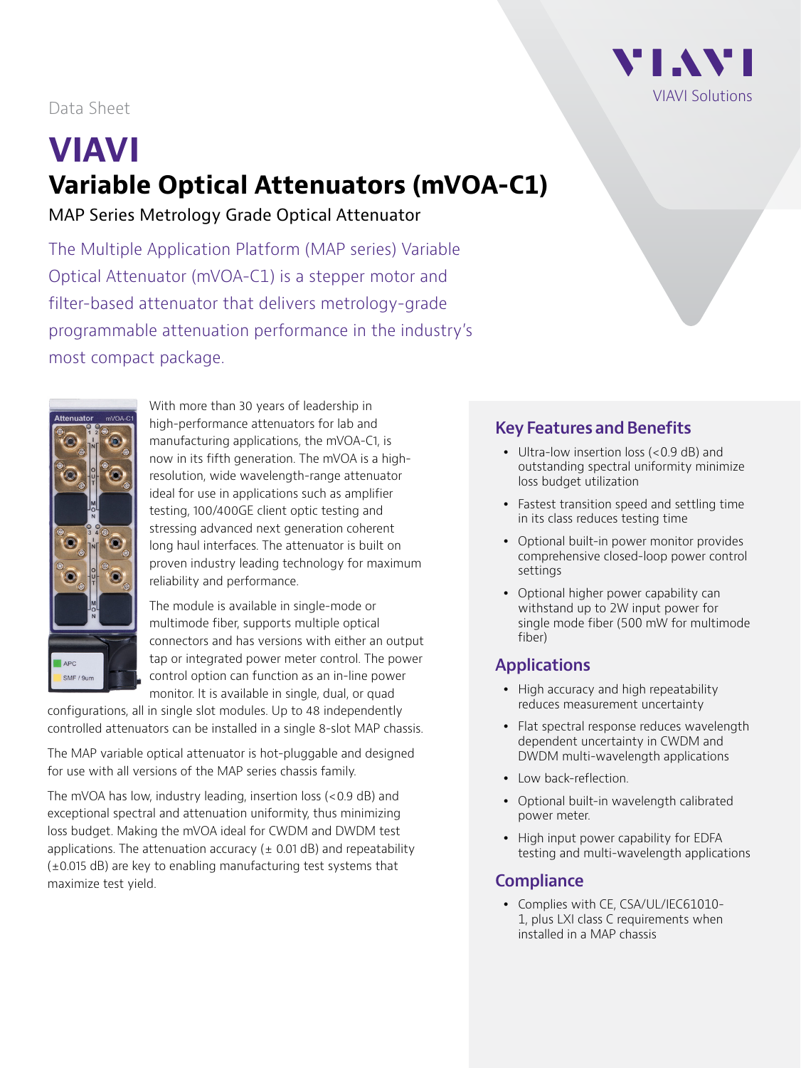Data Sheet

# VIAVI

## Variable Optical Attenuators (mVOA-C1)

MAP Series Metrology Grade Optical Attenuator

The Multiple Application Platform (MAP series) Variable Optical Attenuator (mVOA-C1) is a stepper motor and filter-based attenuator that delivers metrology-grade programmable attenuation performance in the industry's most compact package.

With more than 30 years of leadership in high-performance attenuators for lab and manufacturing applications, the mVOA-C1, is now in its fifth generation. The mVOA is a high-resolution, wide wavelength-range attenuator ideal for use in applications such as amplifier testing, 100/400GE client optic testing and stressing advanced next generation coherent long haul interfaces. The attenuator is built on proven industry leading technology for maximum reliability and performance.

The module is available in single-mode or multimode fiber, supports multiple optical connectors and has versions with either an output tap or integrated power meter control. The power control option can function as an in-line power monitor. It is available in single, dual, or quad configurations, all in single slot modules. Up to 48 independently controlled attenuators can be installed in a single 8-slot MAP chassis.

The MAP variable optical attenuator is hot-pluggable and designed for use with all versions of the MAP series chassis family.

The mVOA has low, industry leading, insertion loss (<0.9 dB) and exceptional spectral and attenuation uniformity, thus minimizing loss budget. Making the mVOA ideal for CWDM and DWDM test applications. The attenuation accuracy (± 0.01 dB) and repeatability (±0.015 dB) are key to enabling manufacturing test systems that maximize test yield.

### Key Features and Benefits

- Ultra-low insertion loss (<0.9 dB) and outstanding spectral uniformity minimize loss budget utilization
- Fastest transition speed and settling time in its class reduces testing time
- Optional built-in power monitor provides comprehensive closed-loop power control settings
- Optional higher power capability can withstand up to 2W input power for single mode fiber (500 mW for multimode fiber)

### Applications

- High accuracy and high repeatability reduces measurement uncertainty
- Flat spectral response reduces wavelength dependent uncertainty in CWDM and DWDM multi-wavelength applications
- Low back-reflection.
- Optional built-in wavelength calibrated power meter.
- High input power capability for EDFA testing and multi-wavelength applications

### Compliance

- Complies with CE, CSA/UL/IEC61010-1, plus LXI class C requirements when installed in a MAP chassis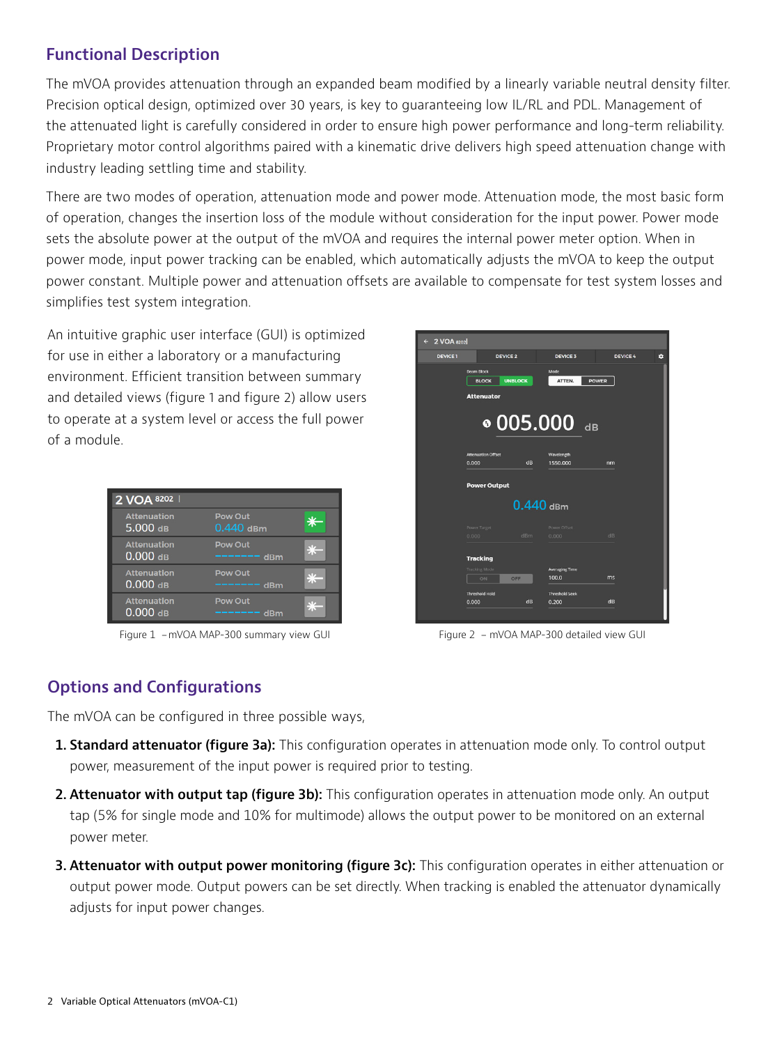## Functional Description

The mVOA provides attenuation through an expanded beam modified by a linearly variable neutral density filter. Precision optical design, optimized over 30 years, is key to guaranteeing low IL/RL and PDL. Management of the attenuated light is carefully considered in order to ensure high power performance and long-term reliability. Proprietary motor control algorithms paired with a kinematic drive delivers high speed attenuation change with industry leading settling time and stability.

There are two modes of operation, attenuation mode and power mode. Attenuation mode, the most basic form of operation, changes the insertion loss of the module without consideration for the input power. Power mode sets the absolute power at the output of the mVOA and requires the internal power meter option. When in power mode, input power tracking can be enabled, which automatically adjusts the mVOA to keep the output power constant. Multiple power and attenuation offsets are available to compensate for test system losses and simplifies test system integration.

An intuitive graphic user interface (GUI) is optimized for use in either a laboratory or a manufacturing environment. Efficient transition between summary and detailed views (figure 1 and figure 2) allow users to operate at a system level or access the full power of a module.

Figure 1 – mVOA MAP-300 summary view GUI

Figure 2 – mVOA MAP-300 detailed view GUI

## Options and Configurations

The mVOA can be configured in three possible ways,

1. **Standard attenuator (figure 3a):** This configuration operates in attenuation mode only. To control output power, measurement of the input power is required prior to testing.
2. **Attenuator with output tap (figure 3b):** This configuration operates in attenuation mode only. An output tap (5% for single mode and 10% for multimode) allows the output power to be monitored on an external power meter.
3. **Attenuator with output power monitoring (figure 3c):** This configuration operates in either attenuation or output power mode. Output powers can be set directly. When tracking is enabled the attenuator dynamically adjusts for input power changes.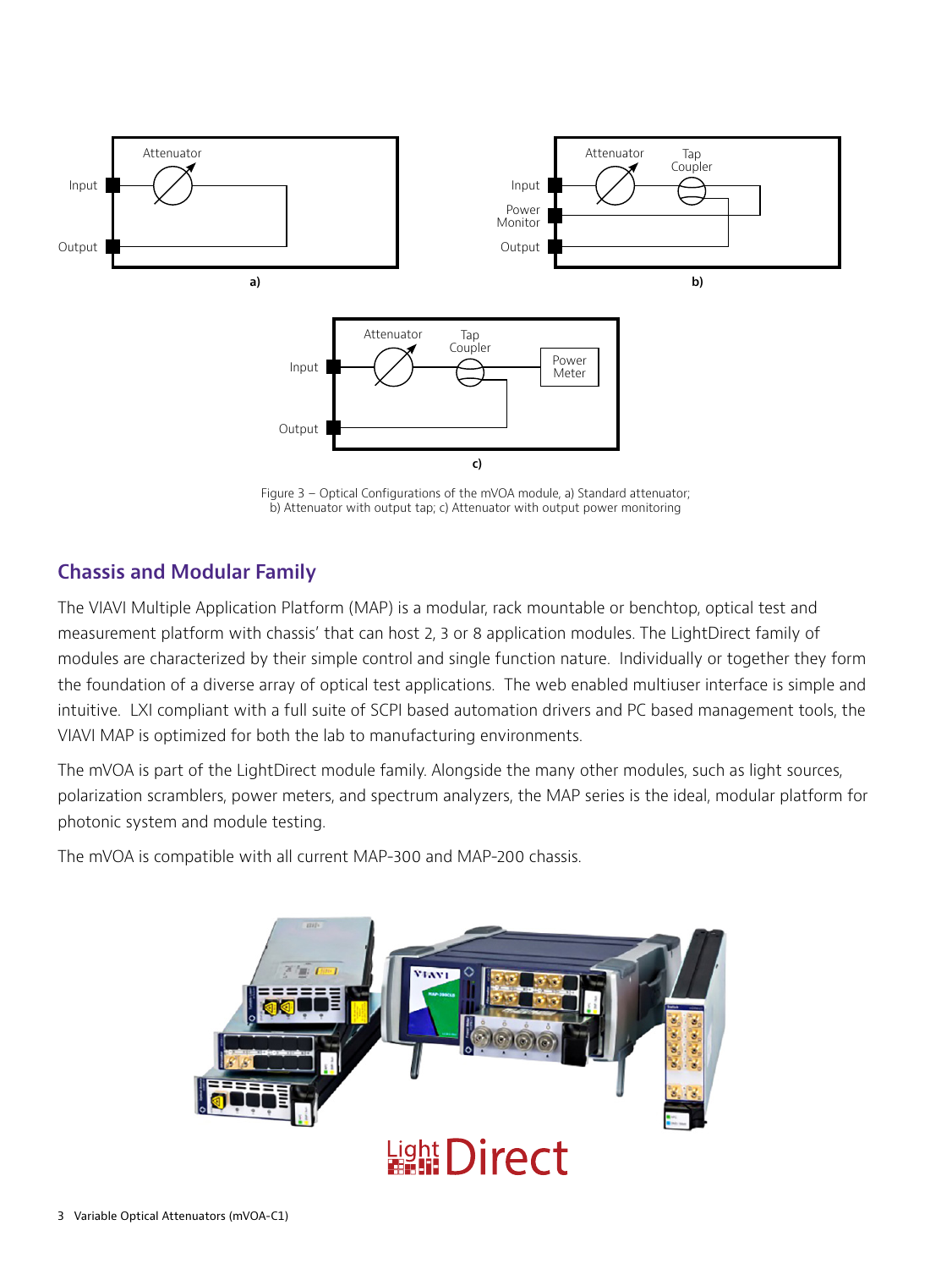Figure 3 – Optical Configurations of the mVOA module, a) Standard attenuator; b) Attenuator with output tap; c) Attenuator with output power monitoring

## Chassis and Modular Family

The VIAVI Multiple Application Platform (MAP) is a modular, rack mountable or benchtop, optical test and measurement platform with chassis' that can host 2, 3 or 8 application modules. The LightDirect family of modules are characterized by their simple control and single function nature. Individually or together they form the foundation of a diverse array of optical test applications. The web enabled multiuser interface is simple and intuitive. LXI compliant with a full suite of SCPI based automation drivers and PC based management tools, the VIAVI MAP is optimized for both the lab to manufacturing environments.

The mVOA is part of the LightDirect module family. Alongside the many other modules, such as light sources, polarization scramblers, power meters, and spectrum analyzers, the MAP series is the ideal, modular platform for photonic system and module testing.

The mVOA is compatible with all current MAP-300 and MAP-200 chassis.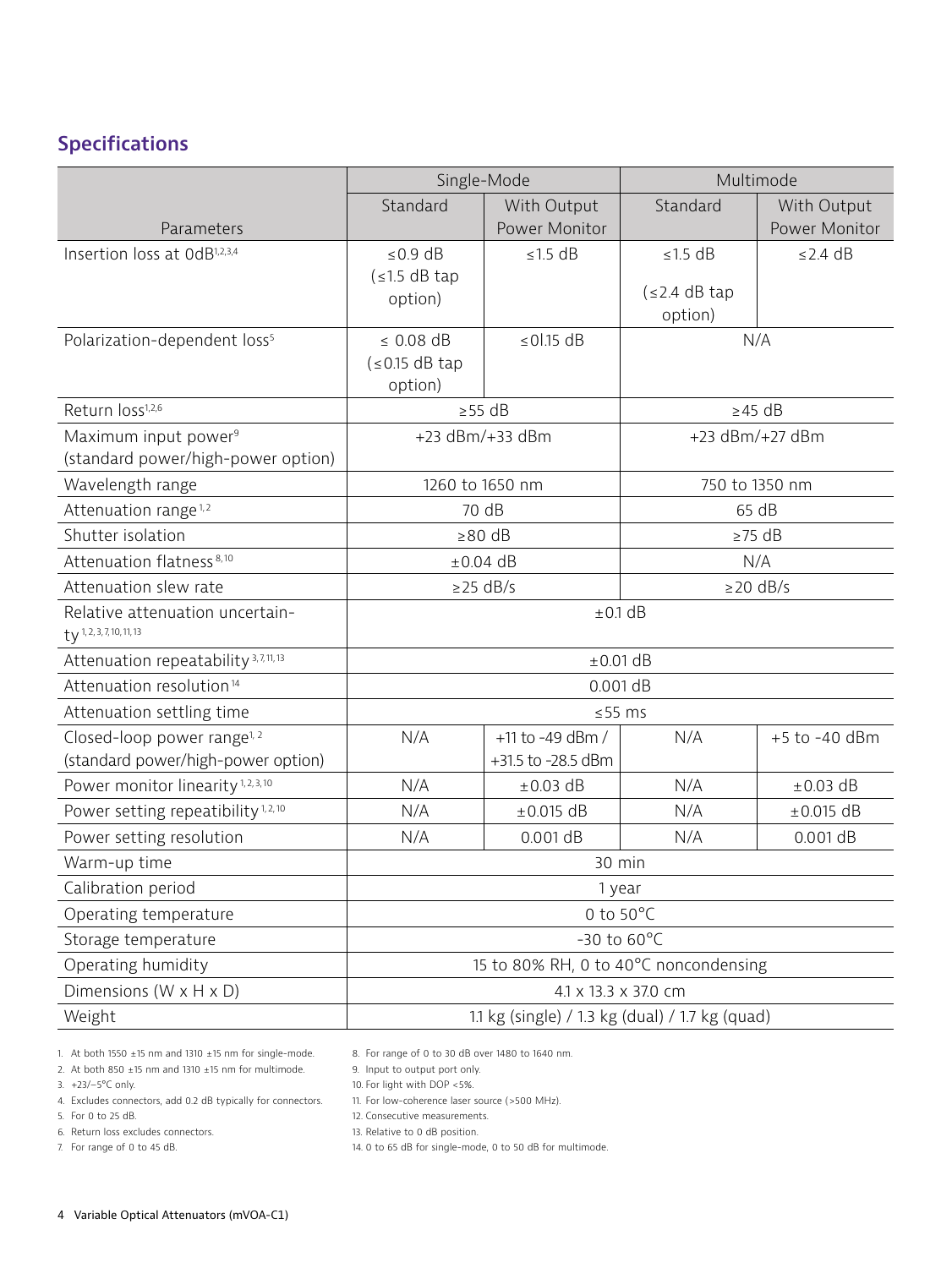## Specifications

| Parameters | Single-Mode | | Multimode | |
|---|---|---|---|---|
| | Standard | With Output Power Monitor | Standard | With Output Power Monitor |
| Insertion loss at 0dB[1,2,3,4] | ≤0.9 dB (≤1.5 dB tap option) | ≤1.5 dB | ≤1.5 dB (≤2.4 dB tap option) | ≤2.4 dB |
| Polarization-dependent loss[5] | ≤ 0.08 dB (≤0.15 dB tap option) | ≤0l.15 dB | N/A | |
| Return loss[1,2,6] | ≥55 dB | | ≥45 dB | |
| Maximum input power[9] (standard power/high-power option) | +23 dBm/+33 dBm | | +23 dBm/+27 dBm | |
| Wavelength range | 1260 to 1650 nm | | 750 to 1350 nm | |
| Attenuation range[1,2] | 70 dB | | 65 dB | |
| Shutter isolation | ≥80 dB | | ≥75 dB | |
| Attenuation flatness[8,10] | ±0.04 dB | | N/A | |
| Attenuation slew rate | ≥25 dB/s | | ≥20 dB/s | |
| Relative attenuation uncertainty[1,2,3,7,10,11,13] | ±0.1 dB | | | |
| Attenuation repeatability[3,7,11,13] | ±0.01 dB | | | |
| Attenuation resolution[14] | 0.001 dB | | | |
| Attenuation settling time | ≤55 ms | | | |
| Closed-loop power range[1,2] (standard power/high-power option) | N/A | +11 to -49 dBm / +31.5 to -28.5 dBm | N/A | +5 to -40 dBm |
| Power monitor linearity[1,2,3,10] | N/A | ±0.03 dB | N/A | ±0.03 dB |
| Power setting repeatibility[1,2,10] | N/A | ±0.015 dB | N/A | ±0.015 dB |
| Power setting resolution | N/A | 0.001 dB | N/A | 0.001 dB |
| Warm-up time | 30 min | | | |
| Calibration period | 1 year | | | |
| Operating temperature | 0 to 50°C | | | |
| Storage temperature | -30 to 60°C | | | |
| Operating humidity | 15 to 80% RH, 0 to 40°C noncondensing | | | |
| Dimensions (W x H x D) | 4.1 x 13.3 x 37.0 cm | | | |
| Weight | 1.1 kg (single) / 1.3 kg (dual) / 1.7 kg (quad) | | | |

1. At both 1550 ±15 nm and 1310 ±15 nm for single-mode.
2. At both 850 ±15 nm and 1310 ±15 nm for multimode.
3. +23/−5°C only.
4. Excludes connectors, add 0.2 dB typically for connectors.
5. For 0 to 25 dB.
6. Return loss excludes connectors.
7. For range of 0 to 45 dB.
8. For range of 0 to 30 dB over 1480 to 1640 nm.
9. Input to output port only.
10. For light with DOP <5%.
11. For low-coherence laser source (>500 MHz).
12. Consecutive measurements.
13. Relative to 0 dB position.
14. 0 to 65 dB for single-mode, 0 to 50 dB for multimode.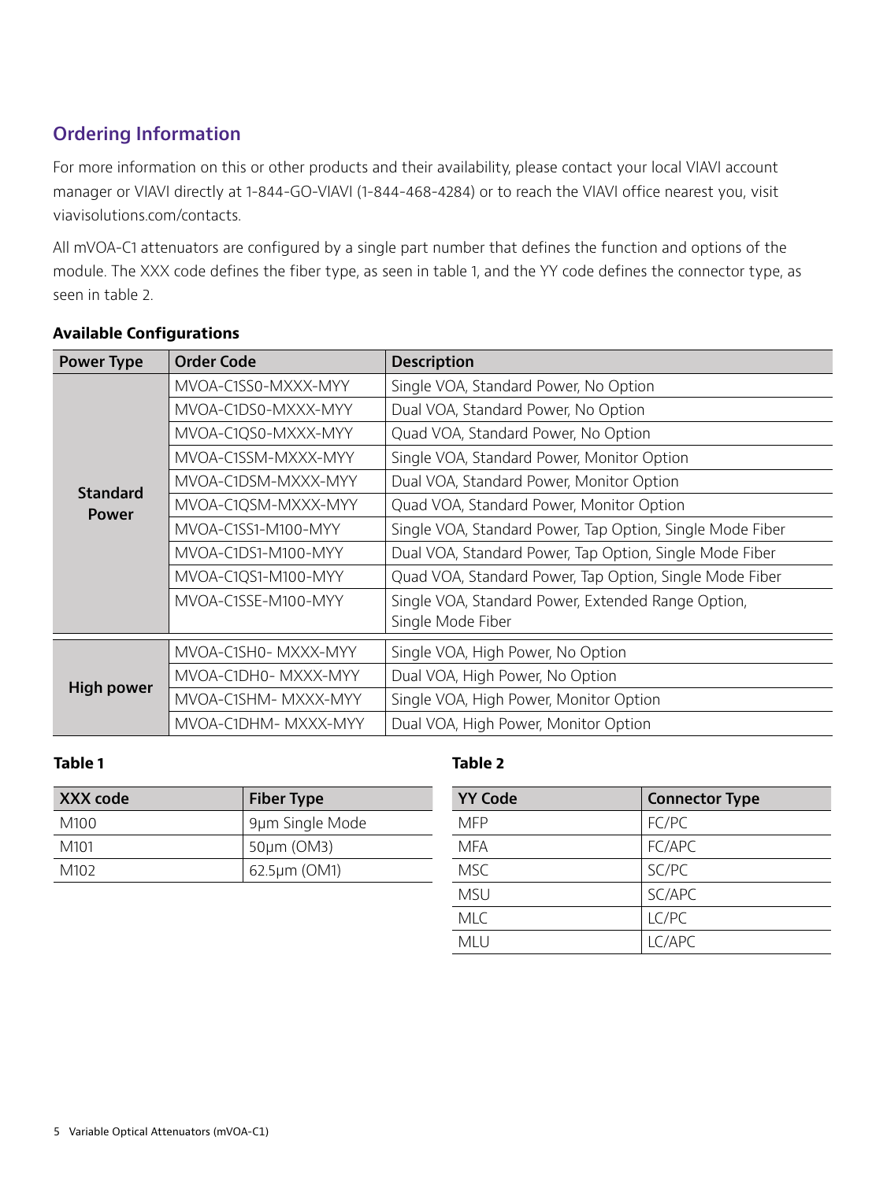## Ordering Information

For more information on this or other products and their availability, please contact your local VIAVI account manager or VIAVI directly at 1-844-GO-VIAVI (1-844-468-4284) or to reach the VIAVI office nearest you, visit viavisolutions.com/contacts.

All mVOA-C1 attenuators are configured by a single part number that defines the function and options of the module. The XXX code defines the fiber type, as seen in table 1, and the YY code defines the connector type, as seen in table 2.

**Available Configurations**

| Power Type | Order Code | Description |
|---|---|---|
| Standard Power | MVOA-C1SS0-MXXX-MYY | Single VOA, Standard Power, No Option |
| | MVOA-C1DS0-MXXX-MYY | Dual VOA, Standard Power, No Option |
| | MVOA-C1QS0-MXXX-MYY | Quad VOA, Standard Power, No Option |
| | MVOA-C1SSM-MXXX-MYY | Single VOA, Standard Power, Monitor Option |
| | MVOA-C1DSM-MXXX-MYY | Dual VOA, Standard Power, Monitor Option |
| | MVOA-C1QSM-MXXX-MYY | Quad VOA, Standard Power, Monitor Option |
| | MVOA-C1SS1-M100-MYY | Single VOA, Standard Power, Tap Option, Single Mode Fiber |
| | MVOA-C1DS1-M100-MYY | Dual VOA, Standard Power, Tap Option, Single Mode Fiber |
| | MVOA-C1QS1-M100-MYY | Quad VOA, Standard Power, Tap Option, Single Mode Fiber |
| | MVOA-C1SSE-M100-MYY | Single VOA, Standard Power, Extended Range Option, Single Mode Fiber |
| High power | MVOA-C1SH0- MXXX-MYY | Single VOA, High Power, No Option |
| | MVOA-C1DH0- MXXX-MYY | Dual VOA, High Power, No Option |
| | MVOA-C1SHM- MXXX-MYY | Single VOA, High Power, Monitor Option |
| | MVOA-C1DHM- MXXX-MYY | Dual VOA, High Power, Monitor Option |

**Table 1**

| XXX code | Fiber Type |
|---|---|
| M100 | 9µm Single Mode |
| M101 | 50µm (OM3) |
| M102 | 62.5µm (OM1) |

**Table 2**

| YY Code | Connector Type |
|---|---|
| MFP | FC/PC |
| MFA | FC/APC |
| MSC | SC/PC |
| MSU | SC/APC |
| MLC | LC/PC |
| MLU | LC/APC |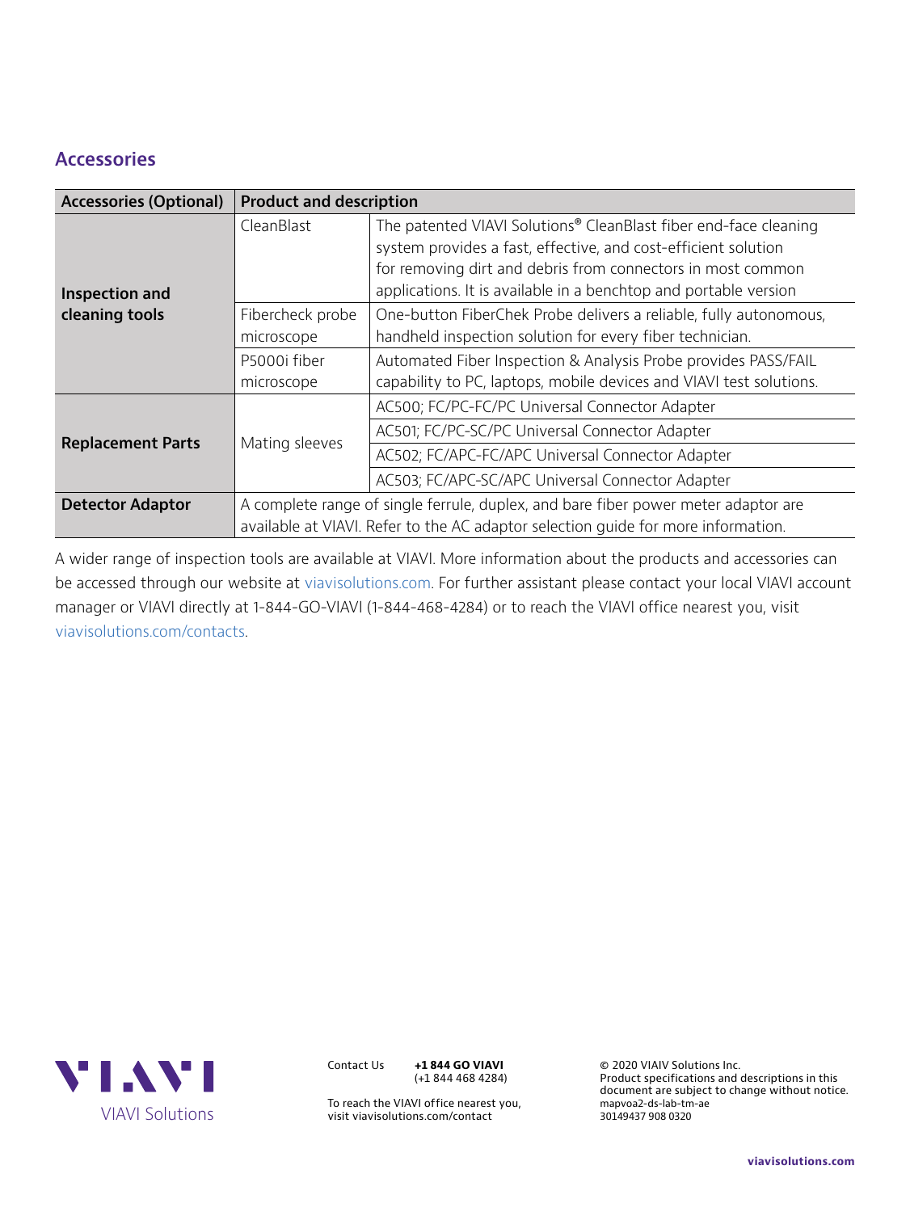## Accessories

| Accessories (Optional) | Product and description | |
|---|---|---|
| Inspection and cleaning tools | CleanBlast | The patented VIAVI Solutions® CleanBlast fiber end-face cleaning system provides a fast, effective, and cost-efficient solution for removing dirt and debris from connectors in most common applications. It is available in a benchtop and portable version |
| | Fibercheck probe microscope | One-button FiberChek Probe delivers a reliable, fully autonomous, handheld inspection solution for every fiber technician. |
| | P5000i fiber microscope | Automated Fiber Inspection & Analysis Probe provides PASS/FAIL capability to PC, laptops, mobile devices and VIAVI test solutions. |
| Replacement Parts | Mating sleeves | AC500; FC/PC-FC/PC Universal Connector Adapter |
| | | AC501; FC/PC-SC/PC Universal Connector Adapter |
| | | AC502; FC/APC-FC/APC Universal Connector Adapter |
| | | AC503; FC/APC-SC/APC Universal Connector Adapter |
| Detector Adaptor | A complete range of single ferrule, duplex, and bare fiber power meter adaptor are available at VIAVI. Refer to the AC adaptor selection guide for more information. | |

A wider range of inspection tools are available at VIAVI. More information about the products and accessories can be accessed through our website at viavisolutions.com. For further assistant please contact your local VIAVI account manager or VIAVI directly at 1-844-GO-VIAVI (1-844-468-4284) or to reach the VIAVI office nearest you, visit viavisolutions.com/contacts.

VIAVI Solutions

Contact Us **+1 844 GO VIAVI** (+1 844 468 4284)

To reach the VIAVI office nearest you, visit viavisolutions.com/contact

© 2020 VIAIV Solutions Inc.
Product specifications and descriptions in this document are subject to change without notice.
mapvoa2-ds-lab-tm-ae
30149437 908 0320

viavisolutions.com